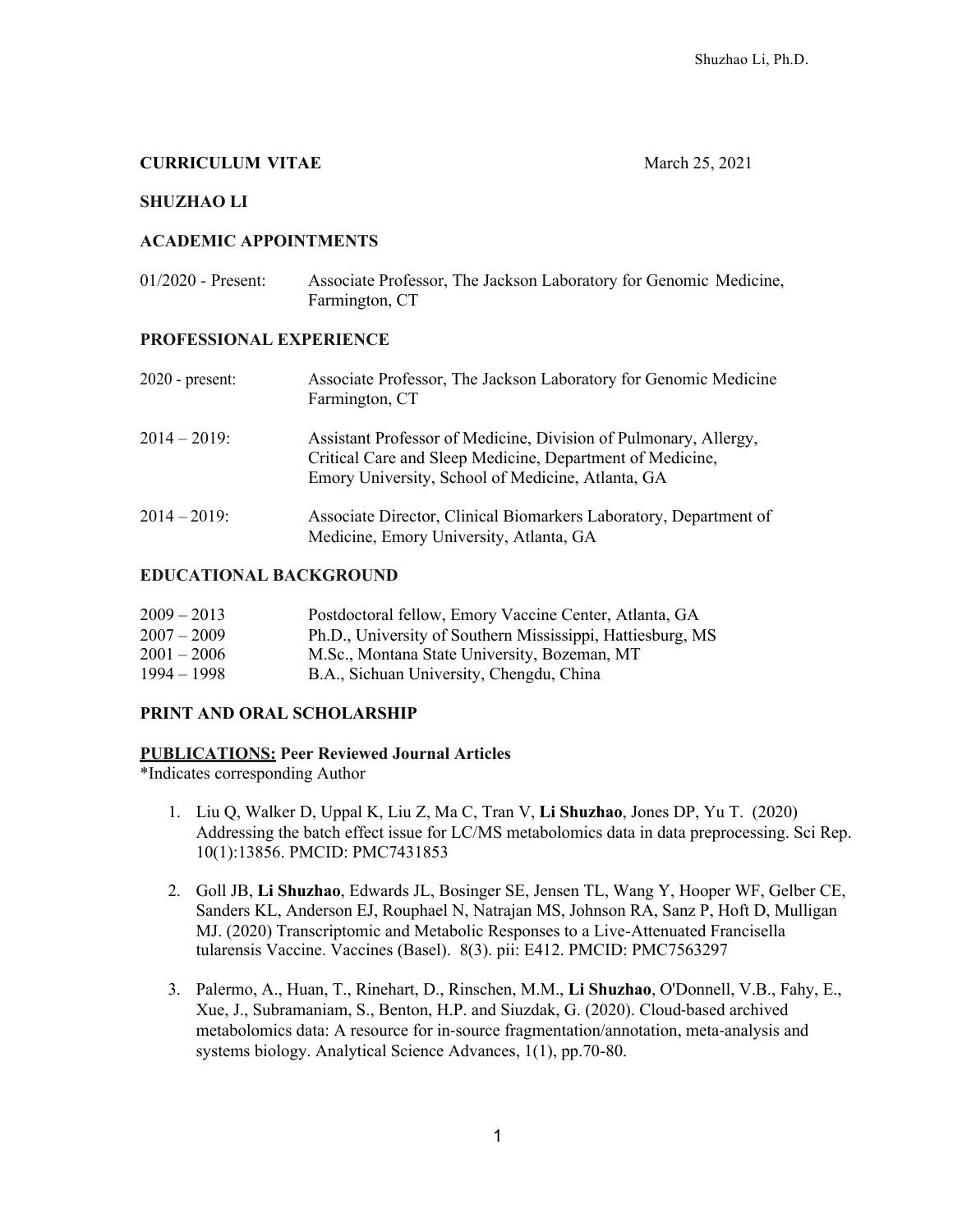**CURRICULUM VITAE** March 25, 2021

**SHUZHAO LI**

**ACADEMIC APPOINTMENTS**

01/2020 - Present: Associate Professor, The Jackson Laboratory for Genomic Medicine, Farmington, CT

**PROFESSIONAL EXPERIENCE**

2020 - present: Associate Professor, The Jackson Laboratory for Genomic Medicine Farmington, CT

2014 – 2019: Assistant Professor of Medicine, Division of Pulmonary, Allergy, Critical Care and Sleep Medicine, Department of Medicine, Emory University, School of Medicine, Atlanta, GA

2014 – 2019: Associate Director, Clinical Biomarkers Laboratory, Department of Medicine, Emory University, Atlanta, GA

**EDUCATIONAL BACKGROUND**

2009 – 2013 Postdoctoral fellow, Emory Vaccine Center, Atlanta, GA
2007 – 2009 Ph.D., University of Southern Mississippi, Hattiesburg, MS
2001 – 2006 M.Sc., Montana State University, Bozeman, MT
1994 – 1998 B.A., Sichuan University, Chengdu, China

**PRINT AND ORAL SCHOLARSHIP**

**PUBLICATIONS: Peer Reviewed Journal Articles**
*Indicates corresponding Author

1. Liu Q, Walker D, Uppal K, Liu Z, Ma C, Tran V, **Li Shuzhao**, Jones DP, Yu T. (2020) Addressing the batch effect issue for LC/MS metabolomics data in data preprocessing. Sci Rep. 10(1):13856. PMCID: PMC7431853

2. Goll JB, **Li Shuzhao**, Edwards JL, Bosinger SE, Jensen TL, Wang Y, Hooper WF, Gelber CE, Sanders KL, Anderson EJ, Rouphael N, Natrajan MS, Johnson RA, Sanz P, Hoft D, Mulligan MJ. (2020) Transcriptomic and Metabolic Responses to a Live-Attenuated Francisella tularensis Vaccine. Vaccines (Basel). 8(3). pii: E412. PMCID: PMC7563297

3. Palermo, A., Huan, T., Rinehart, D., Rinschen, M.M., **Li Shuzhao**, O'Donnell, V.B., Fahy, E., Xue, J., Subramaniam, S., Benton, H.P. and Siuzdak, G. (2020). Cloud-based archived metabolomics data: A resource for in-source fragmentation/annotation, meta-analysis and systems biology. Analytical Science Advances, 1(1), pp.70-80.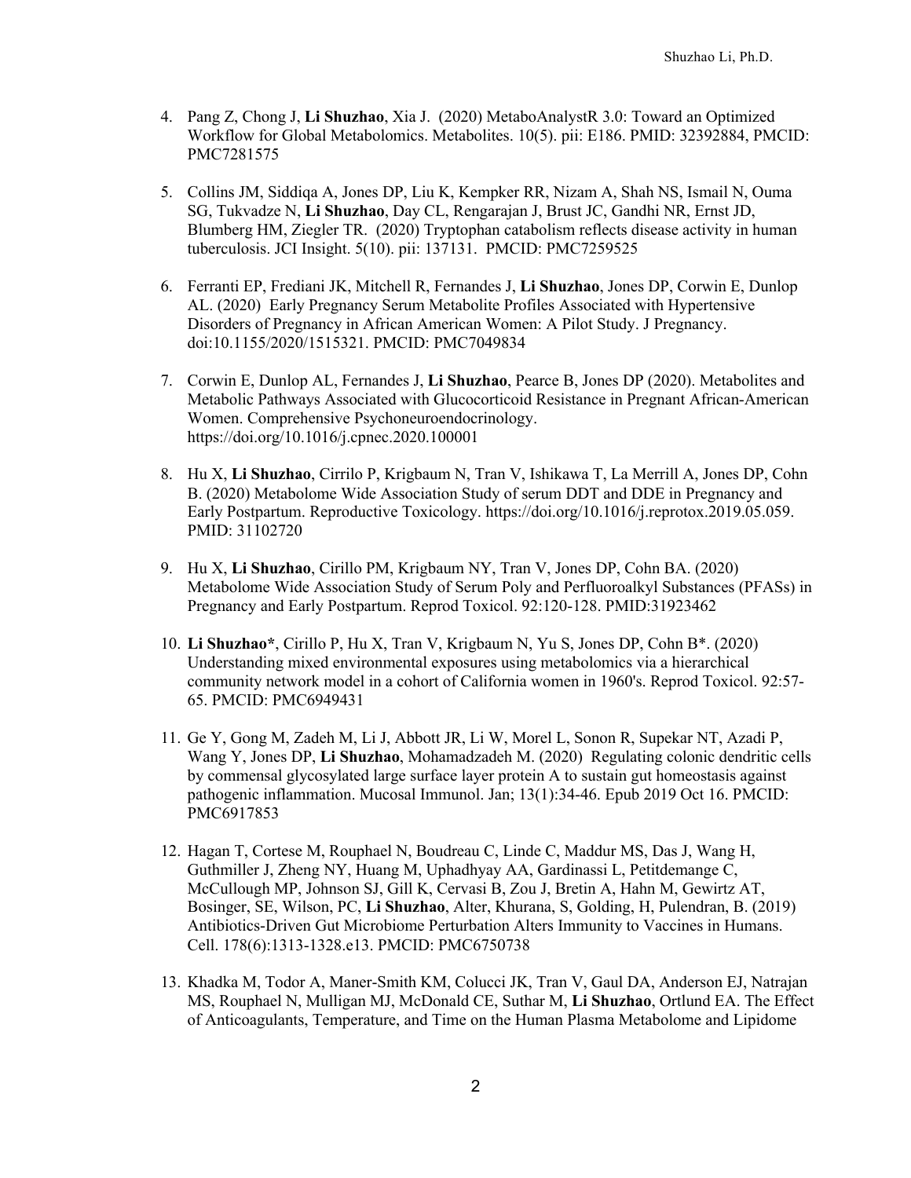4. Pang Z, Chong J, **Li Shuzhao**, Xia J. (2020) MetaboAnalystR 3.0: Toward an Optimized Workflow for Global Metabolomics. Metabolites. 10(5). pii: E186. PMID: 32392884, PMCID: PMC7281575

5. Collins JM, Siddiqa A, Jones DP, Liu K, Kempker RR, Nizam A, Shah NS, Ismail N, Ouma SG, Tukvadze N, **Li Shuzhao**, Day CL, Rengarajan J, Brust JC, Gandhi NR, Ernst JD, Blumberg HM, Ziegler TR. (2020) Tryptophan catabolism reflects disease activity in human tuberculosis. JCI Insight. 5(10). pii: 137131. PMCID: PMC7259525

6. Ferranti EP, Frediani JK, Mitchell R, Fernandes J, **Li Shuzhao**, Jones DP, Corwin E, Dunlop AL. (2020) Early Pregnancy Serum Metabolite Profiles Associated with Hypertensive Disorders of Pregnancy in African American Women: A Pilot Study. J Pregnancy. doi:10.1155/2020/1515321. PMCID: PMC7049834

7. Corwin E, Dunlop AL, Fernandes J, **Li Shuzhao**, Pearce B, Jones DP (2020). Metabolites and Metabolic Pathways Associated with Glucocorticoid Resistance in Pregnant African-American Women. Comprehensive Psychoneuroendocrinology. https://doi.org/10.1016/j.cpnec.2020.100001

8. Hu X, **Li Shuzhao**, Cirrilo P, Krigbaum N, Tran V, Ishikawa T, La Merrill A, Jones DP, Cohn B. (2020) Metabolome Wide Association Study of serum DDT and DDE in Pregnancy and Early Postpartum. Reproductive Toxicology. https://doi.org/10.1016/j.reprotox.2019.05.059. PMID: 31102720

9. Hu X, **Li Shuzhao**, Cirillo PM, Krigbaum NY, Tran V, Jones DP, Cohn BA. (2020) Metabolome Wide Association Study of Serum Poly and Perfluoroalkyl Substances (PFASs) in Pregnancy and Early Postpartum. Reprod Toxicol. 92:120-128. PMID:31923462

10. **Li Shuzhao***, Cirillo P, Hu X, Tran V, Krigbaum N, Yu S, Jones DP, Cohn B*. (2020) Understanding mixed environmental exposures using metabolomics via a hierarchical community network model in a cohort of California women in 1960's. Reprod Toxicol. 92:57-65. PMCID: PMC6949431

11. Ge Y, Gong M, Zadeh M, Li J, Abbott JR, Li W, Morel L, Sonon R, Supekar NT, Azadi P, Wang Y, Jones DP, **Li Shuzhao**, Mohamadzadeh M. (2020) Regulating colonic dendritic cells by commensal glycosylated large surface layer protein A to sustain gut homeostasis against pathogenic inflammation. Mucosal Immunol. Jan; 13(1):34-46. Epub 2019 Oct 16. PMCID: PMC6917853

12. Hagan T, Cortese M, Rouphael N, Boudreau C, Linde C, Maddur MS, Das J, Wang H, Guthmiller J, Zheng NY, Huang M, Uphadhyay AA, Gardinassi L, Petitdemange C, McCullough MP, Johnson SJ, Gill K, Cervasi B, Zou J, Bretin A, Hahn M, Gewirtz AT, Bosinger, SE, Wilson, PC, **Li Shuzhao**, Alter, Khurana, S, Golding, H, Pulendran, B. (2019) Antibiotics-Driven Gut Microbiome Perturbation Alters Immunity to Vaccines in Humans. Cell. 178(6):1313-1328.e13. PMCID: PMC6750738

13. Khadka M, Todor A, Maner-Smith KM, Colucci JK, Tran V, Gaul DA, Anderson EJ, Natrajan MS, Rouphael N, Mulligan MJ, McDonald CE, Suthar M, **Li Shuzhao**, Ortlund EA. The Effect of Anticoagulants, Temperature, and Time on the Human Plasma Metabolome and Lipidome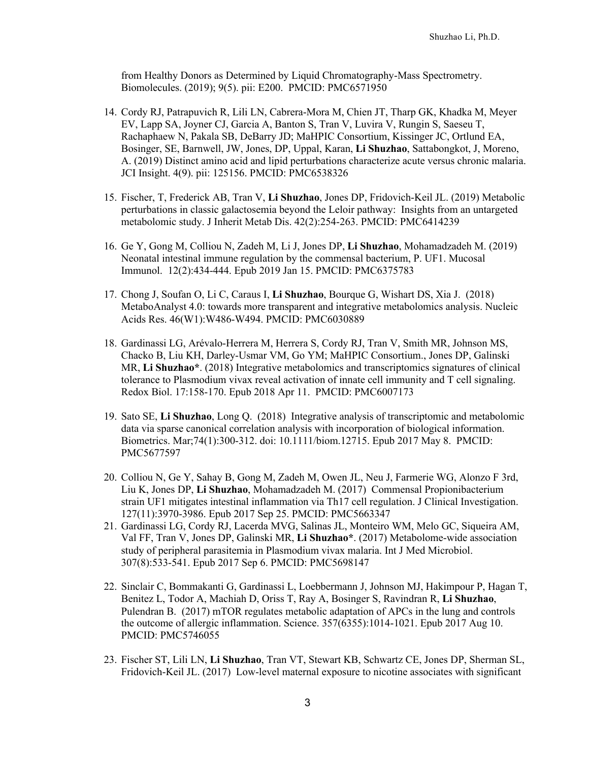from Healthy Donors as Determined by Liquid Chromatography-Mass Spectrometry. Biomolecules. (2019); 9(5). pii: E200. PMCID: PMC6571950

14. Cordy RJ, Patrapuvich R, Lili LN, Cabrera-Mora M, Chien JT, Tharp GK, Khadka M, Meyer EV, Lapp SA, Joyner CJ, Garcia A, Banton S, Tran V, Luvira V, Rungin S, Saeseu T, Rachaphaew N, Pakala SB, DeBarry JD; MaHPIC Consortium, Kissinger JC, Ortlund EA, Bosinger, SE, Barnwell, JW, Jones, DP, Uppal, Karan, **Li Shuzhao**, Sattabongkot, J, Moreno, A. (2019) Distinct amino acid and lipid perturbations characterize acute versus chronic malaria. JCI Insight. 4(9). pii: 125156. PMCID: PMC6538326

15. Fischer, T, Frederick AB, Tran V, **Li Shuzhao**, Jones DP, Fridovich-Keil JL. (2019) Metabolic perturbations in classic galactosemia beyond the Leloir pathway: Insights from an untargeted metabolomic study. J Inherit Metab Dis. 42(2):254-263. PMCID: PMC6414239

16. Ge Y, Gong M, Colliou N, Zadeh M, Li J, Jones DP, **Li Shuzhao**, Mohamadzadeh M. (2019) Neonatal intestinal immune regulation by the commensal bacterium, P. UF1. Mucosal Immunol. 12(2):434-444. Epub 2019 Jan 15. PMCID: PMC6375783

17. Chong J, Soufan O, Li C, Caraus I, **Li Shuzhao**, Bourque G, Wishart DS, Xia J. (2018) MetaboAnalyst 4.0: towards more transparent and integrative metabolomics analysis. Nucleic Acids Res. 46(W1):W486-W494. PMCID: PMC6030889

18. Gardinassi LG, Arévalo-Herrera M, Herrera S, Cordy RJ, Tran V, Smith MR, Johnson MS, Chacko B, Liu KH, Darley-Usmar VM, Go YM; MaHPIC Consortium., Jones DP, Galinski MR, **Li Shuzhao***. (2018) Integrative metabolomics and transcriptomics signatures of clinical tolerance to Plasmodium vivax reveal activation of innate cell immunity and T cell signaling. Redox Biol. 17:158-170. Epub 2018 Apr 11. PMCID: PMC6007173

19. Sato SE, **Li Shuzhao**, Long Q. (2018) Integrative analysis of transcriptomic and metabolomic data via sparse canonical correlation analysis with incorporation of biological information. Biometrics. Mar;74(1):300-312. doi: 10.1111/biom.12715. Epub 2017 May 8. PMCID: PMC5677597

20. Colliou N, Ge Y, Sahay B, Gong M, Zadeh M, Owen JL, Neu J, Farmerie WG, Alonzo F 3rd, Liu K, Jones DP, **Li Shuzhao**, Mohamadzadeh M. (2017) Commensal Propionibacterium strain UF1 mitigates intestinal inflammation via Th17 cell regulation. J Clinical Investigation. 127(11):3970-3986. Epub 2017 Sep 25. PMCID: PMC5663347

21. Gardinassi LG, Cordy RJ, Lacerda MVG, Salinas JL, Monteiro WM, Melo GC, Siqueira AM, Val FF, Tran V, Jones DP, Galinski MR, **Li Shuzhao***. (2017) Metabolome-wide association study of peripheral parasitemia in Plasmodium vivax malaria. Int J Med Microbiol. 307(8):533-541. Epub 2017 Sep 6. PMCID: PMC5698147

22. Sinclair C, Bommakanti G, Gardinassi L, Loebbermann J, Johnson MJ, Hakimpour P, Hagan T, Benitez L, Todor A, Machiah D, Oriss T, Ray A, Bosinger S, Ravindran R, **Li Shuzhao**, Pulendran B. (2017) mTOR regulates metabolic adaptation of APCs in the lung and controls the outcome of allergic inflammation. Science. 357(6355):1014-1021. Epub 2017 Aug 10. PMCID: PMC5746055

23. Fischer ST, Lili LN, **Li Shuzhao**, Tran VT, Stewart KB, Schwartz CE, Jones DP, Sherman SL, Fridovich-Keil JL. (2017) Low-level maternal exposure to nicotine associates with significant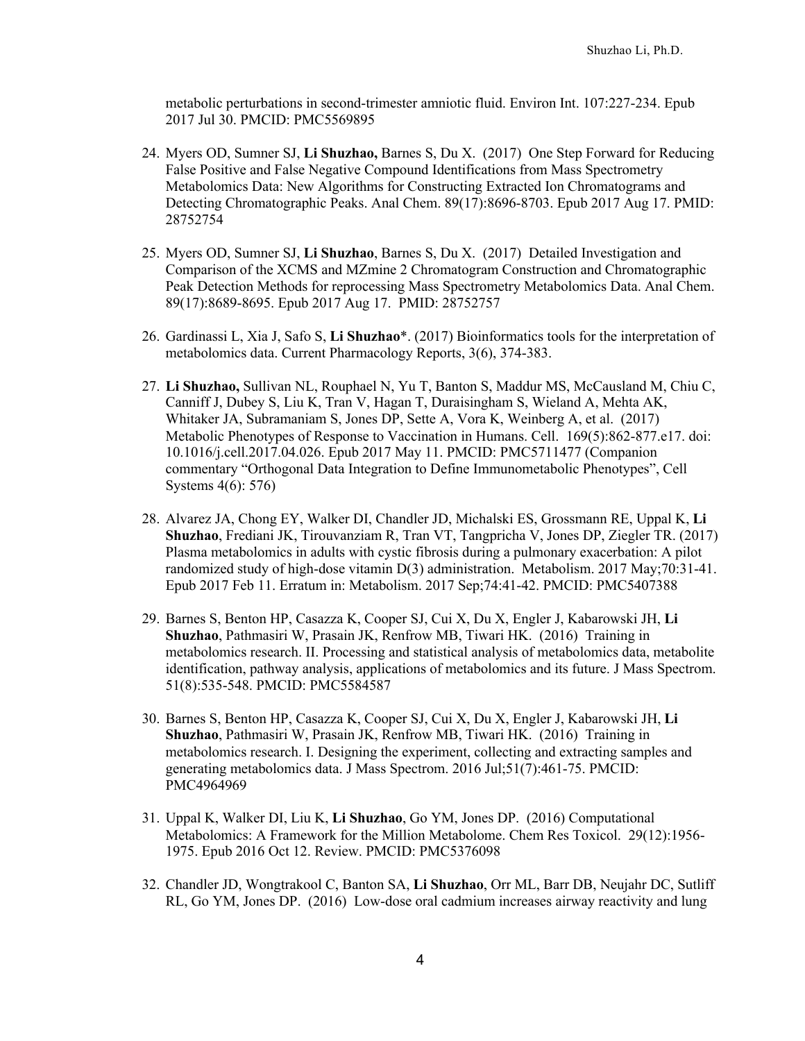metabolic perturbations in second-trimester amniotic fluid. Environ Int. 107:227-234. Epub 2017 Jul 30. PMCID: PMC5569895

24. Myers OD, Sumner SJ, **Li Shuzhao,** Barnes S, Du X. (2017) One Step Forward for Reducing False Positive and False Negative Compound Identifications from Mass Spectrometry Metabolomics Data: New Algorithms for Constructing Extracted Ion Chromatograms and Detecting Chromatographic Peaks. Anal Chem. 89(17):8696-8703. Epub 2017 Aug 17. PMID: 28752754

25. Myers OD, Sumner SJ, **Li Shuzhao**, Barnes S, Du X. (2017) Detailed Investigation and Comparison of the XCMS and MZmine 2 Chromatogram Construction and Chromatographic Peak Detection Methods for reprocessing Mass Spectrometry Metabolomics Data. Anal Chem. 89(17):8689-8695. Epub 2017 Aug 17. PMID: 28752757

26. Gardinassi L, Xia J, Safo S, **Li Shuzhao**\*. (2017) Bioinformatics tools for the interpretation of metabolomics data. Current Pharmacology Reports, 3(6), 374-383.

27. **Li Shuzhao,** Sullivan NL, Rouphael N, Yu T, Banton S, Maddur MS, McCausland M, Chiu C, Canniff J, Dubey S, Liu K, Tran V, Hagan T, Duraisingham S, Wieland A, Mehta AK, Whitaker JA, Subramaniam S, Jones DP, Sette A, Vora K, Weinberg A, et al. (2017) Metabolic Phenotypes of Response to Vaccination in Humans. Cell. 169(5):862-877.e17. doi: 10.1016/j.cell.2017.04.026. Epub 2017 May 11. PMCID: PMC5711477 (Companion commentary "Orthogonal Data Integration to Define Immunometabolic Phenotypes", Cell Systems 4(6): 576)

28. Alvarez JA, Chong EY, Walker DI, Chandler JD, Michalski ES, Grossmann RE, Uppal K, **Li Shuzhao**, Frediani JK, Tirouvanziam R, Tran VT, Tangpricha V, Jones DP, Ziegler TR. (2017) Plasma metabolomics in adults with cystic fibrosis during a pulmonary exacerbation: A pilot randomized study of high-dose vitamin D(3) administration. Metabolism. 2017 May;70:31-41. Epub 2017 Feb 11. Erratum in: Metabolism. 2017 Sep;74:41-42. PMCID: PMC5407388

29. Barnes S, Benton HP, Casazza K, Cooper SJ, Cui X, Du X, Engler J, Kabarowski JH, **Li Shuzhao**, Pathmasiri W, Prasain JK, Renfrow MB, Tiwari HK. (2016) Training in metabolomics research. II. Processing and statistical analysis of metabolomics data, metabolite identification, pathway analysis, applications of metabolomics and its future. J Mass Spectrom. 51(8):535-548. PMCID: PMC5584587

30. Barnes S, Benton HP, Casazza K, Cooper SJ, Cui X, Du X, Engler J, Kabarowski JH, **Li Shuzhao**, Pathmasiri W, Prasain JK, Renfrow MB, Tiwari HK. (2016) Training in metabolomics research. I. Designing the experiment, collecting and extracting samples and generating metabolomics data. J Mass Spectrom. 2016 Jul;51(7):461-75. PMCID: PMC4964969

31. Uppal K, Walker DI, Liu K, **Li Shuzhao**, Go YM, Jones DP. (2016) Computational Metabolomics: A Framework for the Million Metabolome. Chem Res Toxicol. 29(12):1956-1975. Epub 2016 Oct 12. Review. PMCID: PMC5376098

32. Chandler JD, Wongtrakool C, Banton SA, **Li Shuzhao**, Orr ML, Barr DB, Neujahr DC, Sutliff RL, Go YM, Jones DP. (2016) Low-dose oral cadmium increases airway reactivity and lung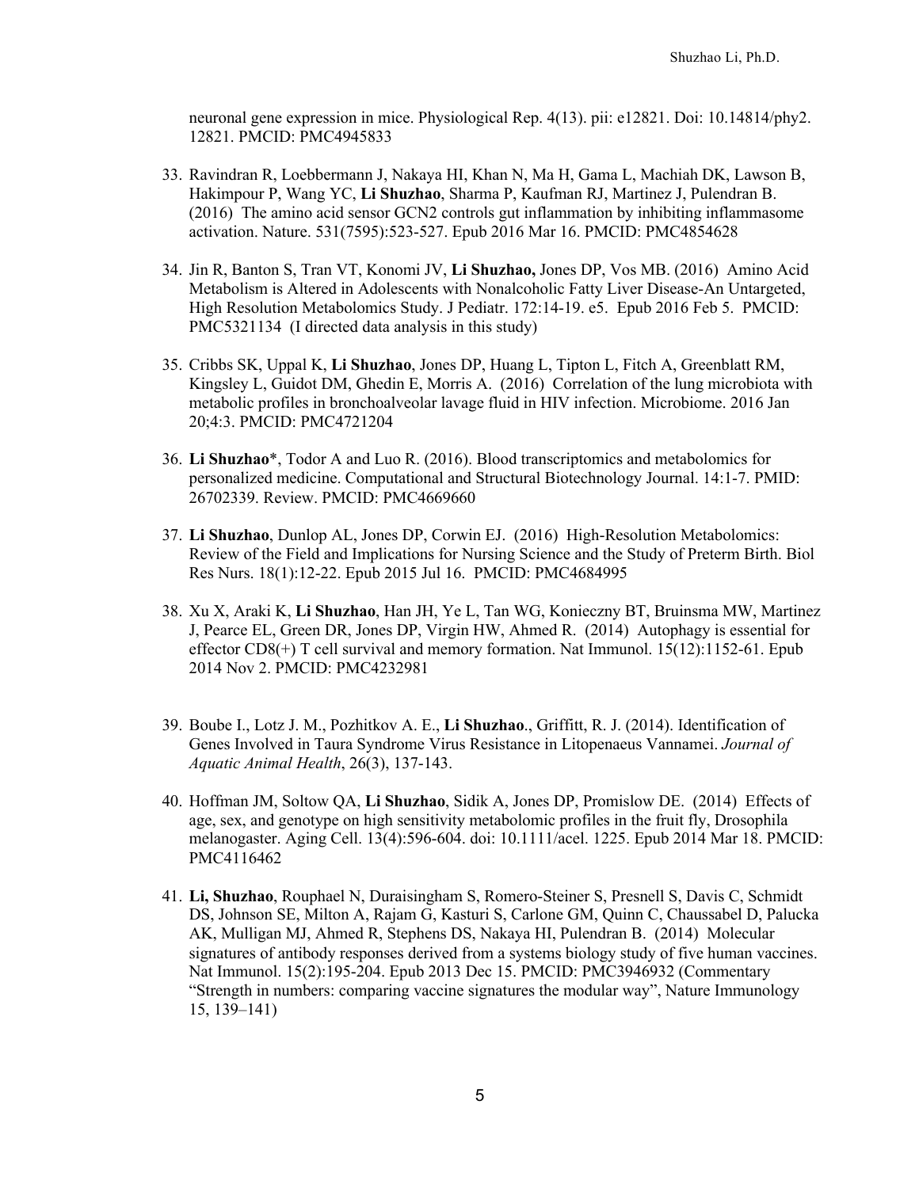neuronal gene expression in mice. Physiological Rep. 4(13). pii: e12821. Doi: 10.14814/phy2. 12821. PMCID: PMC4945833

33. Ravindran R, Loebbermann J, Nakaya HI, Khan N, Ma H, Gama L, Machiah DK, Lawson B, Hakimpour P, Wang YC, **Li Shuzhao**, Sharma P, Kaufman RJ, Martinez J, Pulendran B. (2016) The amino acid sensor GCN2 controls gut inflammation by inhibiting inflammasome activation. Nature. 531(7595):523-527. Epub 2016 Mar 16. PMCID: PMC4854628

34. Jin R, Banton S, Tran VT, Konomi JV, **Li Shuzhao,** Jones DP, Vos MB. (2016) Amino Acid Metabolism is Altered in Adolescents with Nonalcoholic Fatty Liver Disease-An Untargeted, High Resolution Metabolomics Study. J Pediatr. 172:14-19. e5. Epub 2016 Feb 5. PMCID: PMC5321134 (I directed data analysis in this study)

35. Cribbs SK, Uppal K, **Li Shuzhao**, Jones DP, Huang L, Tipton L, Fitch A, Greenblatt RM, Kingsley L, Guidot DM, Ghedin E, Morris A. (2016) Correlation of the lung microbiota with metabolic profiles in bronchoalveolar lavage fluid in HIV infection. Microbiome. 2016 Jan 20;4:3. PMCID: PMC4721204

36. **Li Shuzhao***, Todor A and Luo R. (2016). Blood transcriptomics and metabolomics for personalized medicine. Computational and Structural Biotechnology Journal. 14:1-7. PMID: 26702339. Review. PMCID: PMC4669660

37. **Li Shuzhao**, Dunlop AL, Jones DP, Corwin EJ. (2016) High-Resolution Metabolomics: Review of the Field and Implications for Nursing Science and the Study of Preterm Birth. Biol Res Nurs. 18(1):12-22. Epub 2015 Jul 16. PMCID: PMC4684995

38. Xu X, Araki K, **Li Shuzhao**, Han JH, Ye L, Tan WG, Konieczny BT, Bruinsma MW, Martinez J, Pearce EL, Green DR, Jones DP, Virgin HW, Ahmed R. (2014) Autophagy is essential for effector CD8(+) T cell survival and memory formation. Nat Immunol. 15(12):1152-61. Epub 2014 Nov 2. PMCID: PMC4232981

39. Boube I., Lotz J. M., Pozhitkov A. E., **Li Shuzhao**., Griffitt, R. J. (2014). Identification of Genes Involved in Taura Syndrome Virus Resistance in Litopenaeus Vannamei. *Journal of Aquatic Animal Health*, 26(3), 137-143.

40. Hoffman JM, Soltow QA, **Li Shuzhao**, Sidik A, Jones DP, Promislow DE. (2014) Effects of age, sex, and genotype on high sensitivity metabolomic profiles in the fruit fly, Drosophila melanogaster. Aging Cell. 13(4):596-604. doi: 10.1111/acel. 1225. Epub 2014 Mar 18. PMCID: PMC4116462

41. **Li, Shuzhao**, Rouphael N, Duraisingham S, Romero-Steiner S, Presnell S, Davis C, Schmidt DS, Johnson SE, Milton A, Rajam G, Kasturi S, Carlone GM, Quinn C, Chaussabel D, Palucka AK, Mulligan MJ, Ahmed R, Stephens DS, Nakaya HI, Pulendran B. (2014) Molecular signatures of antibody responses derived from a systems biology study of five human vaccines. Nat Immunol. 15(2):195-204. Epub 2013 Dec 15. PMCID: PMC3946932 (Commentary "Strength in numbers: comparing vaccine signatures the modular way", Nature Immunology 15, 139–141)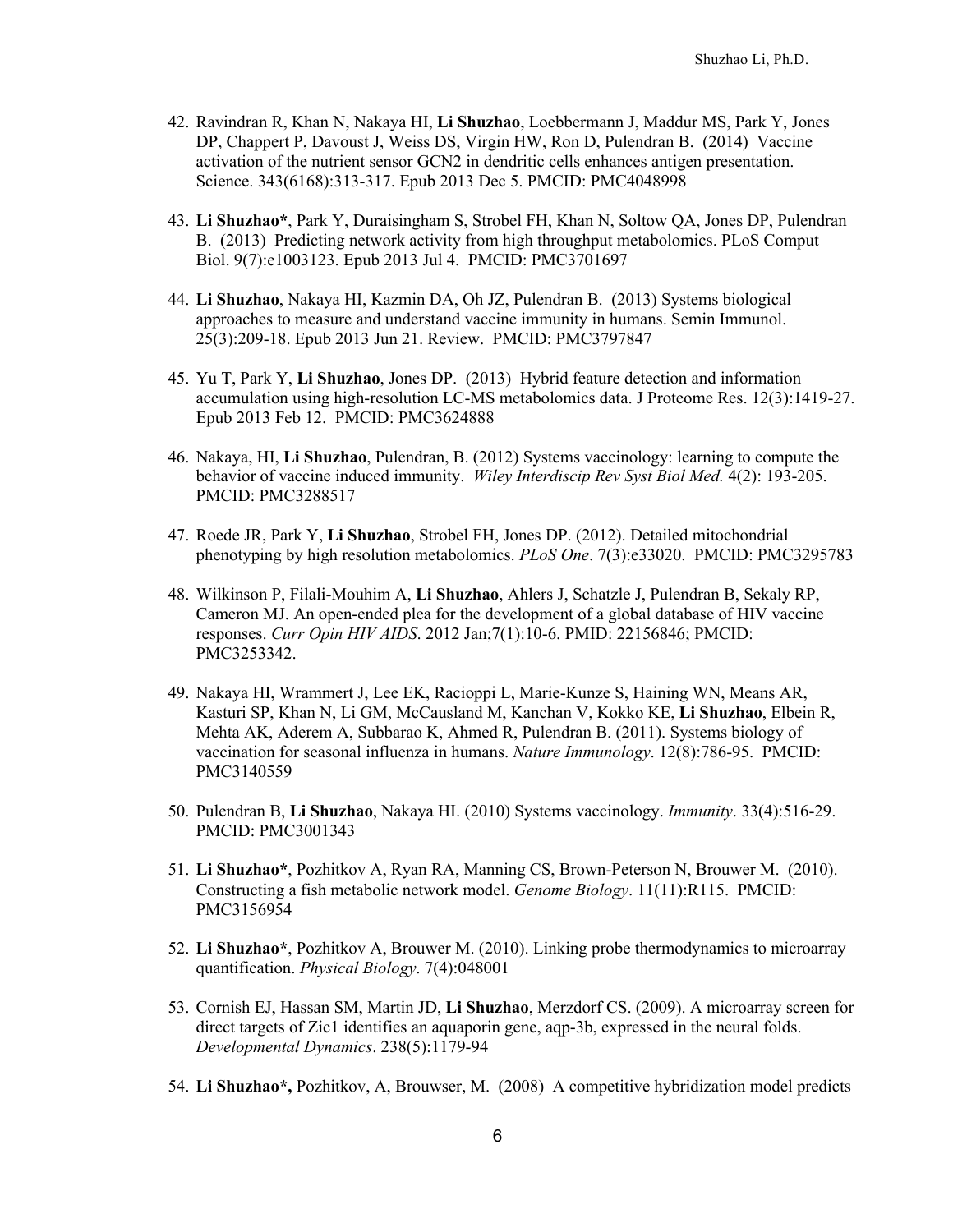42. Ravindran R, Khan N, Nakaya HI, **Li Shuzhao**, Loebbermann J, Maddur MS, Park Y, Jones DP, Chappert P, Davoust J, Weiss DS, Virgin HW, Ron D, Pulendran B. (2014) Vaccine activation of the nutrient sensor GCN2 in dendritic cells enhances antigen presentation. Science. 343(6168):313-317. Epub 2013 Dec 5. PMCID: PMC4048998

43. **Li Shuzhao***, Park Y, Duraisingham S, Strobel FH, Khan N, Soltow QA, Jones DP, Pulendran B. (2013) Predicting network activity from high throughput metabolomics. PLoS Comput Biol. 9(7):e1003123. Epub 2013 Jul 4. PMCID: PMC3701697

44. **Li Shuzhao**, Nakaya HI, Kazmin DA, Oh JZ, Pulendran B. (2013) Systems biological approaches to measure and understand vaccine immunity in humans. Semin Immunol. 25(3):209-18. Epub 2013 Jun 21. Review. PMCID: PMC3797847

45. Yu T, Park Y, **Li Shuzhao**, Jones DP. (2013) Hybrid feature detection and information accumulation using high-resolution LC-MS metabolomics data. J Proteome Res. 12(3):1419-27. Epub 2013 Feb 12. PMCID: PMC3624888

46. Nakaya, HI, **Li Shuzhao**, Pulendran, B. (2012) Systems vaccinology: learning to compute the behavior of vaccine induced immunity. *Wiley Interdiscip Rev Syst Biol Med.* 4(2): 193-205. PMCID: PMC3288517

47. Roede JR, Park Y, **Li Shuzhao**, Strobel FH, Jones DP. (2012). Detailed mitochondrial phenotyping by high resolution metabolomics. *PLoS One*. 7(3):e33020. PMCID: PMC3295783

48. Wilkinson P, Filali-Mouhim A, **Li Shuzhao**, Ahlers J, Schatzle J, Pulendran B, Sekaly RP, Cameron MJ. An open-ended plea for the development of a global database of HIV vaccine responses. *Curr Opin HIV AIDS*. 2012 Jan;7(1):10-6. PMID: 22156846; PMCID: PMC3253342.

49. Nakaya HI, Wrammert J, Lee EK, Racioppi L, Marie-Kunze S, Haining WN, Means AR, Kasturi SP, Khan N, Li GM, McCausland M, Kanchan V, Kokko KE, **Li Shuzhao**, Elbein R, Mehta AK, Aderem A, Subbarao K, Ahmed R, Pulendran B. (2011). Systems biology of vaccination for seasonal influenza in humans. *Nature Immunology*. 12(8):786-95. PMCID: PMC3140559

50. Pulendran B, **Li Shuzhao**, Nakaya HI. (2010) Systems vaccinology. *Immunity*. 33(4):516-29. PMCID: PMC3001343

51. **Li Shuzhao***, Pozhitkov A, Ryan RA, Manning CS, Brown-Peterson N, Brouwer M. (2010). Constructing a fish metabolic network model. *Genome Biology*. 11(11):R115. PMCID: PMC3156954

52. **Li Shuzhao***, Pozhitkov A, Brouwer M. (2010). Linking probe thermodynamics to microarray quantification. *Physical Biology*. 7(4):048001

53. Cornish EJ, Hassan SM, Martin JD, **Li Shuzhao**, Merzdorf CS. (2009). A microarray screen for direct targets of Zic1 identifies an aquaporin gene, aqp-3b, expressed in the neural folds. *Developmental Dynamics*. 238(5):1179-94

54. **Li Shuzhao*,** Pozhitkov, A, Brouwser, M. (2008) A competitive hybridization model predicts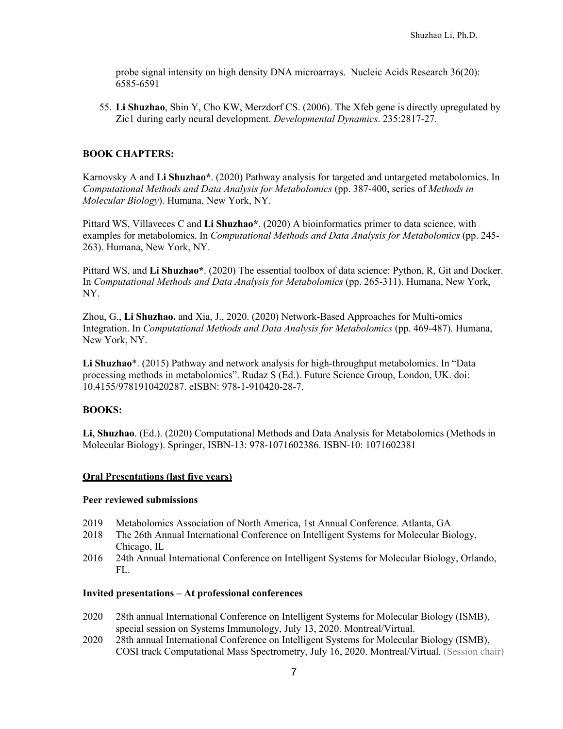probe signal intensity on high density DNA microarrays. Nucleic Acids Research 36(20): 6585-6591

55. **Li Shuzhao**, Shin Y, Cho KW, Merzdorf CS. (2006). The Xfeb gene is directly upregulated by Zic1 during early neural development. *Developmental Dynamics*. 235:2817-27.

**BOOK CHAPTERS:**

Karnovsky A and **Li Shuzhao***. (2020) Pathway analysis for targeted and untargeted metabolomics. In *Computational Methods and Data Analysis for Metabolomics* (pp. 387-400, series of *Methods in Molecular Biology*). Humana, New York, NY.

Pittard WS, Villaveces C and **Li Shuzhao***. (2020) A bioinformatics primer to data science, with examples for metabolomics. In *Computational Methods and Data Analysis for Metabolomics* (pp. 245-263). Humana, New York, NY.

Pittard WS, and **Li Shuzhao***. (2020) The essential toolbox of data science: Python, R, Git and Docker. In *Computational Methods and Data Analysis for Metabolomics* (pp. 265-311). Humana, New York, NY.

Zhou, G., **Li Shuzhao.** and Xia, J., 2020. (2020) Network-Based Approaches for Multi-omics Integration. In *Computational Methods and Data Analysis for Metabolomics* (pp. 469-487). Humana, New York, NY.

**Li Shuzhao***. (2015) Pathway and network analysis for high-throughput metabolomics. In "Data processing methods in metabolomics". Rudaz S (Ed.). Future Science Group, London, UK. doi: 10.4155/9781910420287. eISBN: 978-1-910420-28-7.

**BOOKS:**

**Li, Shuzhao**. (Ed.). (2020) Computational Methods and Data Analysis for Metabolomics (Methods in Molecular Biology). Springer, ISBN-13: 978-1071602386. ISBN-10: 1071602381

## Oral Presentations (last five years)

**Peer reviewed submissions**

- 2019 Metabolomics Association of North America, 1st Annual Conference. Atlanta, GA
- 2018 The 26th Annual International Conference on Intelligent Systems for Molecular Biology, Chicago, IL
- 2016 24th Annual International Conference on Intelligent Systems for Molecular Biology, Orlando, FL.

**Invited presentations – At professional conferences**

- 2020 28th annual International Conference on Intelligent Systems for Molecular Biology (ISMB), special session on Systems Immunology, July 13, 2020. Montreal/Virtual.
- 2020 28th annual International Conference on Intelligent Systems for Molecular Biology (ISMB), COSI track Computational Mass Spectrometry, July 16, 2020. Montreal/Virtual. (Session chair)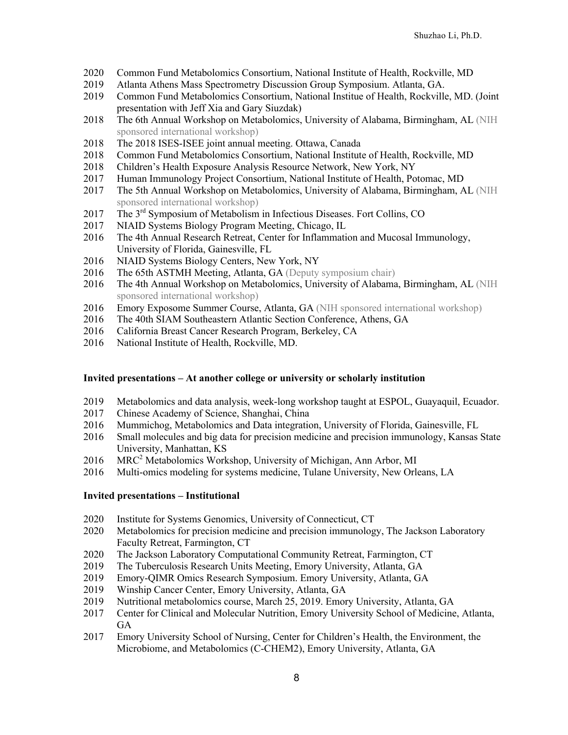2020 Common Fund Metabolomics Consortium, National Institute of Health, Rockville, MD
2019 Atlanta Athens Mass Spectrometry Discussion Group Symposium. Atlanta, GA.
2019 Common Fund Metabolomics Consortium, National Institue of Health, Rockville, MD. (Joint presentation with Jeff Xia and Gary Siuzdak)
2018 The 6th Annual Workshop on Metabolomics, University of Alabama, Birmingham, AL (NIH sponsored international workshop)
2018 The 2018 ISES-ISEE joint annual meeting. Ottawa, Canada
2018 Common Fund Metabolomics Consortium, National Institute of Health, Rockville, MD
2018 Children's Health Exposure Analysis Resource Network, New York, NY
2017 Human Immunology Project Consortium, National Institute of Health, Potomac, MD
2017 The 5th Annual Workshop on Metabolomics, University of Alabama, Birmingham, AL (NIH sponsored international workshop)
2017 The 3rd Symposium of Metabolism in Infectious Diseases. Fort Collins, CO
2017 NIAID Systems Biology Program Meeting, Chicago, IL
2016 The 4th Annual Research Retreat, Center for Inflammation and Mucosal Immunology, University of Florida, Gainesville, FL
2016 NIAID Systems Biology Centers, New York, NY
2016 The 65th ASTMH Meeting, Atlanta, GA (Deputy symposium chair)
2016 The 4th Annual Workshop on Metabolomics, University of Alabama, Birmingham, AL (NIH sponsored international workshop)
2016 Emory Exposome Summer Course, Atlanta, GA (NIH sponsored international workshop)
2016 The 40th SIAM Southeastern Atlantic Section Conference, Athens, GA
2016 California Breast Cancer Research Program, Berkeley, CA
2016 National Institute of Health, Rockville, MD.

**Invited presentations – At another college or university or scholarly institution**

2019 Metabolomics and data analysis, week-long workshop taught at ESPOL, Guayaquil, Ecuador.
2017 Chinese Academy of Science, Shanghai, China
2016 Mummichog, Metabolomics and Data integration, University of Florida, Gainesville, FL
2016 Small molecules and big data for precision medicine and precision immunology, Kansas State University, Manhattan, KS
2016 MRC$^2$ Metabolomics Workshop, University of Michigan, Ann Arbor, MI
2016 Multi-omics modeling for systems medicine, Tulane University, New Orleans, LA

**Invited presentations – Institutional**

2020 Institute for Systems Genomics, University of Connecticut, CT
2020 Metabolomics for precision medicine and precision immunology, The Jackson Laboratory Faculty Retreat, Farmington, CT
2020 The Jackson Laboratory Computational Community Retreat, Farmington, CT
2019 The Tuberculosis Research Units Meeting, Emory University, Atlanta, GA
2019 Emory-QIMR Omics Research Symposium. Emory University, Atlanta, GA
2019 Winship Cancer Center, Emory University, Atlanta, GA
2019 Nutritional metabolomics course, March 25, 2019. Emory University, Atlanta, GA
2017 Center for Clinical and Molecular Nutrition, Emory University School of Medicine, Atlanta, GA
2017 Emory University School of Nursing, Center for Children's Health, the Environment, the Microbiome, and Metabolomics (C-CHEM2), Emory University, Atlanta, GA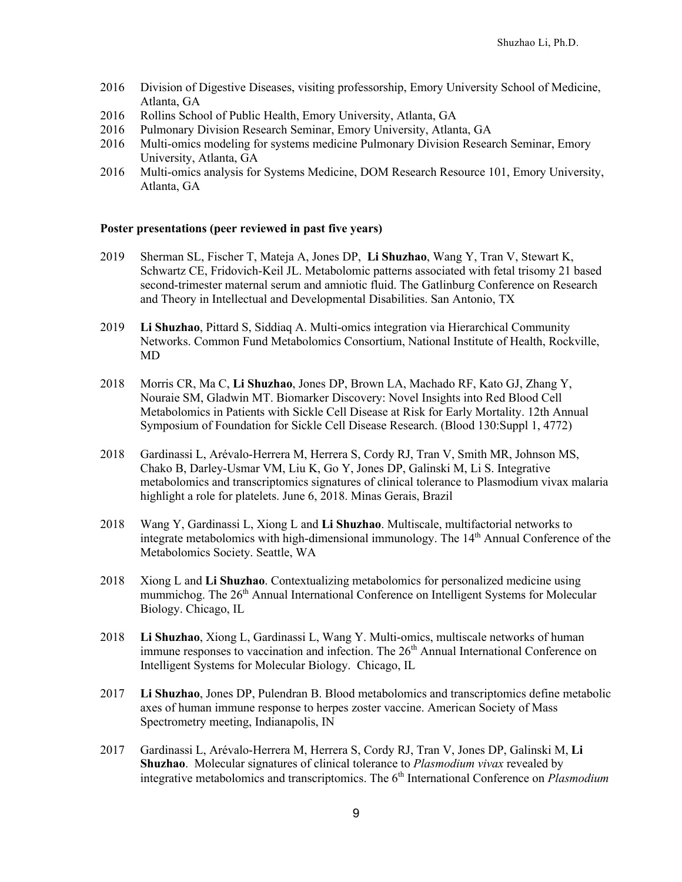2016 Division of Digestive Diseases, visiting professorship, Emory University School of Medicine, Atlanta, GA

2016 Rollins School of Public Health, Emory University, Atlanta, GA

2016 Pulmonary Division Research Seminar, Emory University, Atlanta, GA

2016 Multi-omics modeling for systems medicine Pulmonary Division Research Seminar, Emory University, Atlanta, GA

2016 Multi-omics analysis for Systems Medicine, DOM Research Resource 101, Emory University, Atlanta, GA

**Poster presentations (peer reviewed in past five years)**

2019 Sherman SL, Fischer T, Mateja A, Jones DP, **Li Shuzhao**, Wang Y, Tran V, Stewart K, Schwartz CE, Fridovich-Keil JL. Metabolomic patterns associated with fetal trisomy 21 based second-trimester maternal serum and amniotic fluid. The Gatlinburg Conference on Research and Theory in Intellectual and Developmental Disabilities. San Antonio, TX

2019 **Li Shuzhao**, Pittard S, Siddiaq A. Multi-omics integration via Hierarchical Community Networks. Common Fund Metabolomics Consortium, National Institute of Health, Rockville, MD

2018 Morris CR, Ma C, **Li Shuzhao**, Jones DP, Brown LA, Machado RF, Kato GJ, Zhang Y, Nouraie SM, Gladwin MT. Biomarker Discovery: Novel Insights into Red Blood Cell Metabolomics in Patients with Sickle Cell Disease at Risk for Early Mortality. 12th Annual Symposium of Foundation for Sickle Cell Disease Research. (Blood 130:Suppl 1, 4772)

2018 Gardinassi L, Arévalo-Herrera M, Herrera S, Cordy RJ, Tran V, Smith MR, Johnson MS, Chako B, Darley-Usmar VM, Liu K, Go Y, Jones DP, Galinski M, Li S. Integrative metabolomics and transcriptomics signatures of clinical tolerance to Plasmodium vivax malaria highlight a role for platelets. June 6, 2018. Minas Gerais, Brazil

2018 Wang Y, Gardinassi L, Xiong L and **Li Shuzhao**. Multiscale, multifactorial networks to integrate metabolomics with high-dimensional immunology. The 14th Annual Conference of the Metabolomics Society. Seattle, WA

2018 Xiong L and **Li Shuzhao**. Contextualizing metabolomics for personalized medicine using mummichog. The 26th Annual International Conference on Intelligent Systems for Molecular Biology. Chicago, IL

2018 **Li Shuzhao**, Xiong L, Gardinassi L, Wang Y. Multi-omics, multiscale networks of human immune responses to vaccination and infection. The 26th Annual International Conference on Intelligent Systems for Molecular Biology. Chicago, IL

2017 **Li Shuzhao**, Jones DP, Pulendran B. Blood metabolomics and transcriptomics define metabolic axes of human immune response to herpes zoster vaccine. American Society of Mass Spectrometry meeting, Indianapolis, IN

2017 Gardinassi L, Arévalo-Herrera M, Herrera S, Cordy RJ, Tran V, Jones DP, Galinski M, **Li Shuzhao**. Molecular signatures of clinical tolerance to *Plasmodium vivax* revealed by integrative metabolomics and transcriptomics. The 6th International Conference on *Plasmodium*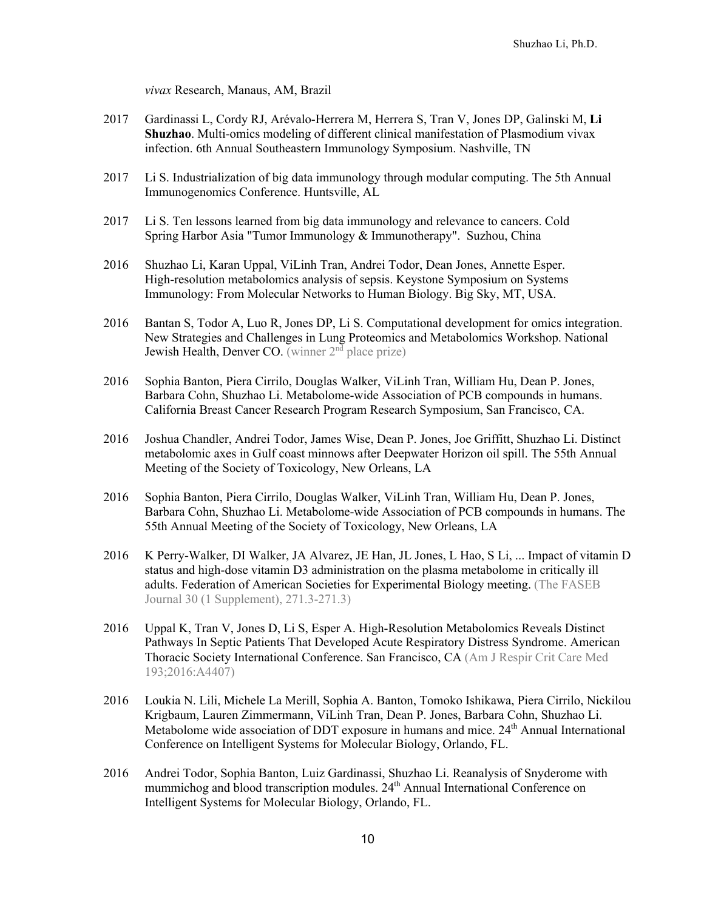*vivax* Research, Manaus, AM, Brazil

2017 Gardinassi L, Cordy RJ, Arévalo-Herrera M, Herrera S, Tran V, Jones DP, Galinski M, **Li Shuzhao**. Multi-omics modeling of different clinical manifestation of Plasmodium vivax infection. 6th Annual Southeastern Immunology Symposium. Nashville, TN

2017 Li S. Industrialization of big data immunology through modular computing. The 5th Annual Immunogenomics Conference. Huntsville, AL

2017 Li S. Ten lessons learned from big data immunology and relevance to cancers. Cold Spring Harbor Asia "Tumor Immunology & Immunotherapy". Suzhou, China

2016 Shuzhao Li, Karan Uppal, ViLinh Tran, Andrei Todor, Dean Jones, Annette Esper. High-resolution metabolomics analysis of sepsis. Keystone Symposium on Systems Immunology: From Molecular Networks to Human Biology. Big Sky, MT, USA.

2016 Bantan S, Todor A, Luo R, Jones DP, Li S. Computational development for omics integration. New Strategies and Challenges in Lung Proteomics and Metabolomics Workshop. National Jewish Health, Denver CO. (winner 2nd place prize)

2016 Sophia Banton, Piera Cirrilo, Douglas Walker, ViLinh Tran, William Hu, Dean P. Jones, Barbara Cohn, Shuzhao Li. Metabolome-wide Association of PCB compounds in humans. California Breast Cancer Research Program Research Symposium, San Francisco, CA.

2016 Joshua Chandler, Andrei Todor, James Wise, Dean P. Jones, Joe Griffitt, Shuzhao Li. Distinct metabolomic axes in Gulf coast minnows after Deepwater Horizon oil spill. The 55th Annual Meeting of the Society of Toxicology, New Orleans, LA

2016 Sophia Banton, Piera Cirrilo, Douglas Walker, ViLinh Tran, William Hu, Dean P. Jones, Barbara Cohn, Shuzhao Li. Metabolome-wide Association of PCB compounds in humans. The 55th Annual Meeting of the Society of Toxicology, New Orleans, LA

2016 K Perry-Walker, DI Walker, JA Alvarez, JE Han, JL Jones, L Hao, S Li, ... Impact of vitamin D status and high-dose vitamin D3 administration on the plasma metabolome in critically ill adults. Federation of American Societies for Experimental Biology meeting. (The FASEB Journal 30 (1 Supplement), 271.3-271.3)

2016 Uppal K, Tran V, Jones D, Li S, Esper A. High-Resolution Metabolomics Reveals Distinct Pathways In Septic Patients That Developed Acute Respiratory Distress Syndrome. American Thoracic Society International Conference. San Francisco, CA (Am J Respir Crit Care Med 193;2016:A4407)

2016 Loukia N. Lili, Michele La Merill, Sophia A. Banton, Tomoko Ishikawa, Piera Cirrilo, Nickilou Krigbaum, Lauren Zimmermann, ViLinh Tran, Dean P. Jones, Barbara Cohn, Shuzhao Li. Metabolome wide association of DDT exposure in humans and mice. 24th Annual International Conference on Intelligent Systems for Molecular Biology, Orlando, FL.

2016 Andrei Todor, Sophia Banton, Luiz Gardinassi, Shuzhao Li. Reanalysis of Snyderome with mummichog and blood transcription modules. 24th Annual International Conference on Intelligent Systems for Molecular Biology, Orlando, FL.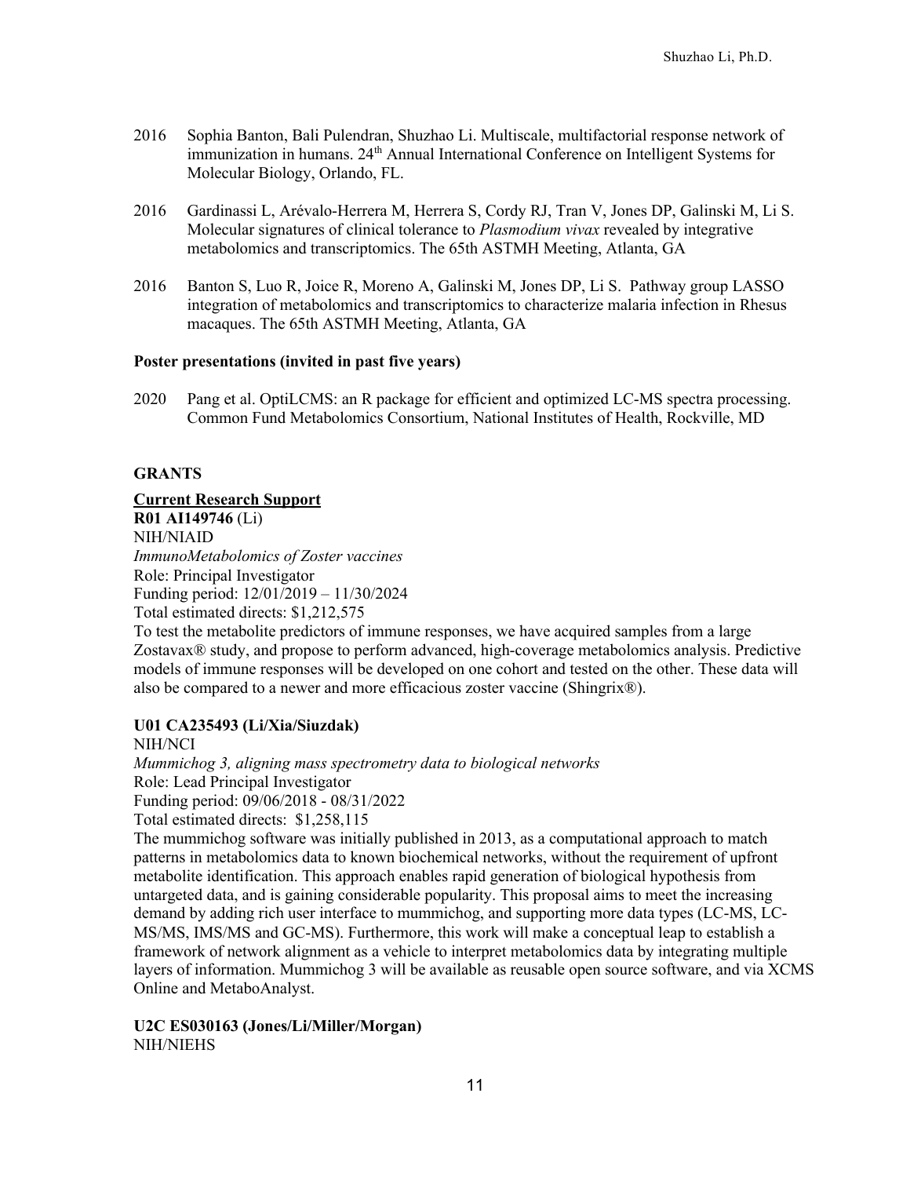2016 Sophia Banton, Bali Pulendran, Shuzhao Li. Multiscale, multifactorial response network of immunization in humans. 24th Annual International Conference on Intelligent Systems for Molecular Biology, Orlando, FL.

2016 Gardinassi L, Arévalo-Herrera M, Herrera S, Cordy RJ, Tran V, Jones DP, Galinski M, Li S. Molecular signatures of clinical tolerance to *Plasmodium vivax* revealed by integrative metabolomics and transcriptomics. The 65th ASTMH Meeting, Atlanta, GA

2016 Banton S, Luo R, Joice R, Moreno A, Galinski M, Jones DP, Li S. Pathway group LASSO integration of metabolomics and transcriptomics to characterize malaria infection in Rhesus macaques. The 65th ASTMH Meeting, Atlanta, GA

**Poster presentations (invited in past five years)**

2020 Pang et al. OptiLCMS: an R package for efficient and optimized LC-MS spectra processing. Common Fund Metabolomics Consortium, National Institutes of Health, Rockville, MD

## GRANTS

**Current Research Support**

**R01 AI149746** (Li)
NIH/NIAID
*ImmunoMetabolomics of Zoster vaccines*
Role: Principal Investigator
Funding period: 12/01/2019 – 11/30/2024
Total estimated directs: $1,212,575
To test the metabolite predictors of immune responses, we have acquired samples from a large Zostavax® study, and propose to perform advanced, high-coverage metabolomics analysis. Predictive models of immune responses will be developed on one cohort and tested on the other. These data will also be compared to a newer and more efficacious zoster vaccine (Shingrix®).

**U01 CA235493 (Li/Xia/Siuzdak)**
NIH/NCI
*Mummichog 3, aligning mass spectrometry data to biological networks*
Role: Lead Principal Investigator
Funding period: 09/06/2018 - 08/31/2022
Total estimated directs: $1,258,115
The mummichog software was initially published in 2013, as a computational approach to match patterns in metabolomics data to known biochemical networks, without the requirement of upfront metabolite identification. This approach enables rapid generation of biological hypothesis from untargeted data, and is gaining considerable popularity. This proposal aims to meet the increasing demand by adding rich user interface to mummichog, and supporting more data types (LC-MS, LC-MS/MS, IMS/MS and GC-MS). Furthermore, this work will make a conceptual leap to establish a framework of network alignment as a vehicle to interpret metabolomics data by integrating multiple layers of information. Mummichog 3 will be available as reusable open source software, and via XCMS Online and MetaboAnalyst.

**U2C ES030163 (Jones/Li/Miller/Morgan)**
NIH/NIEHS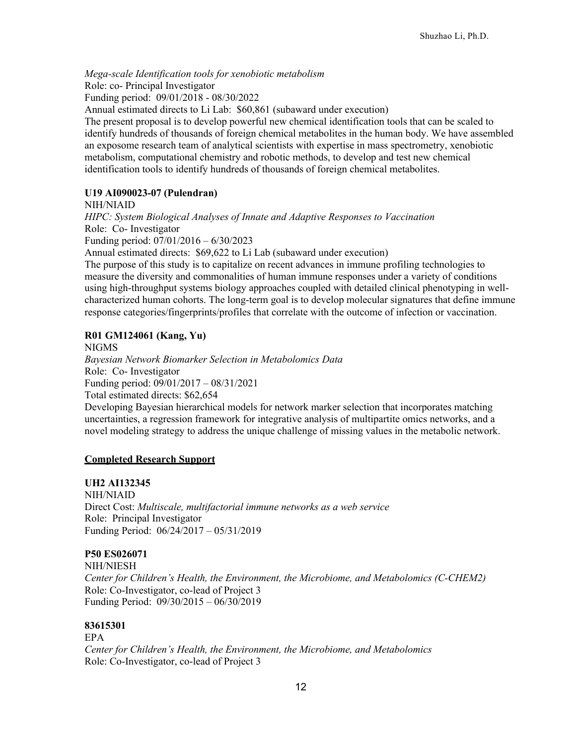*Mega-scale Identification tools for xenobiotic metabolism*
Role: co- Principal Investigator
Funding period: 09/01/2018 - 08/30/2022
Annual estimated directs to Li Lab: $60,861 (subaward under execution)
The present proposal is to develop powerful new chemical identification tools that can be scaled to identify hundreds of thousands of foreign chemical metabolites in the human body. We have assembled an exposome research team of analytical scientists with expertise in mass spectrometry, xenobiotic metabolism, computational chemistry and robotic methods, to develop and test new chemical identification tools to identify hundreds of thousands of foreign chemical metabolites.

**U19 AI090023-07 (Pulendran)**
NIH/NIAID
*HIPC: System Biological Analyses of Innate and Adaptive Responses to Vaccination*
Role: Co- Investigator
Funding period: 07/01/2016 – 6/30/2023
Annual estimated directs: $69,622 to Li Lab (subaward under execution)
The purpose of this study is to capitalize on recent advances in immune profiling technologies to measure the diversity and commonalities of human immune responses under a variety of conditions using high-throughput systems biology approaches coupled with detailed clinical phenotyping in well-characterized human cohorts. The long-term goal is to develop molecular signatures that define immune response categories/fingerprints/profiles that correlate with the outcome of infection or vaccination.

**R01 GM124061 (Kang, Yu)**
NIGMS
*Bayesian Network Biomarker Selection in Metabolomics Data*
Role: Co- Investigator
Funding period: 09/01/2017 – 08/31/2021
Total estimated directs: $62,654
Developing Bayesian hierarchical models for network marker selection that incorporates matching uncertainties, a regression framework for integrative analysis of multipartite omics networks, and a novel modeling strategy to address the unique challenge of missing values in the metabolic network.

**Completed Research Support**

**UH2 AI132345**
NIH/NIAID
Direct Cost: *Multiscale, multifactorial immune networks as a web service*
Role: Principal Investigator
Funding Period: 06/24/2017 – 05/31/2019

**P50 ES026071**
NIH/NIESH
*Center for Children's Health, the Environment, the Microbiome, and Metabolomics (C-CHEM2)*
Role: Co-Investigator, co-lead of Project 3
Funding Period: 09/30/2015 – 06/30/2019

**83615301**
EPA
*Center for Children's Health, the Environment, the Microbiome, and Metabolomics*
Role: Co-Investigator, co-lead of Project 3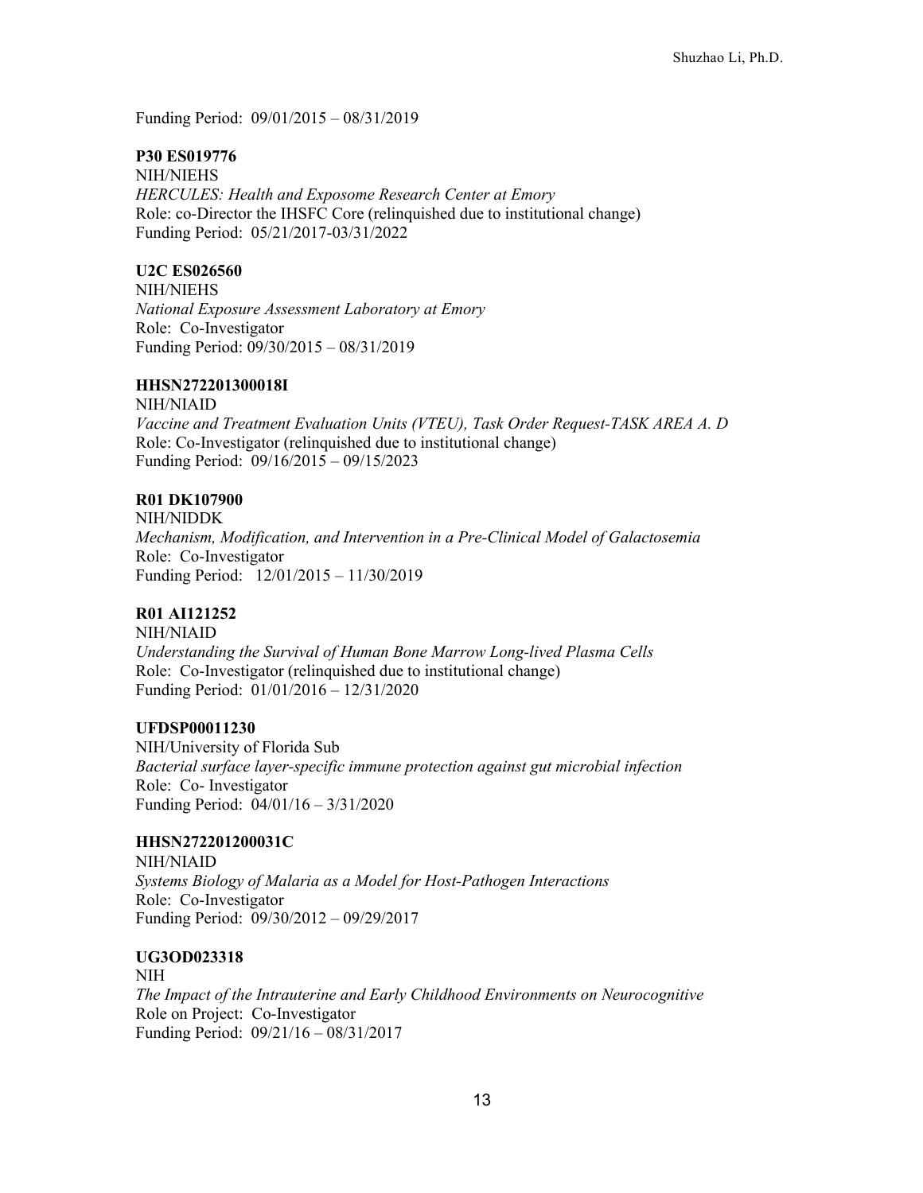Funding Period: 09/01/2015 – 08/31/2019

**P30 ES019776**
NIH/NIEHS
*HERCULES: Health and Exposome Research Center at Emory*
Role: co-Director the IHSFC Core (relinquished due to institutional change)
Funding Period: 05/21/2017-03/31/2022

**U2C ES026560**
NIH/NIEHS
*National Exposure Assessment Laboratory at Emory*
Role: Co-Investigator
Funding Period: 09/30/2015 – 08/31/2019

**HHSN272201300018I**
NIH/NIAID
*Vaccine and Treatment Evaluation Units (VTEU), Task Order Request-TASK AREA A. D*
Role: Co-Investigator (relinquished due to institutional change)
Funding Period: 09/16/2015 – 09/15/2023

**R01 DK107900**
NIH/NIDDK
*Mechanism, Modification, and Intervention in a Pre-Clinical Model of Galactosemia*
Role: Co-Investigator
Funding Period: 12/01/2015 – 11/30/2019

**R01 AI121252**
NIH/NIAID
*Understanding the Survival of Human Bone Marrow Long-lived Plasma Cells*
Role: Co-Investigator (relinquished due to institutional change)
Funding Period: 01/01/2016 – 12/31/2020

**UFDSP00011230**
NIH/University of Florida Sub
*Bacterial surface layer-specific immune protection against gut microbial infection*
Role: Co- Investigator
Funding Period: 04/01/16 – 3/31/2020

**HHSN272201200031C**
NIH/NIAID
*Systems Biology of Malaria as a Model for Host-Pathogen Interactions*
Role: Co-Investigator
Funding Period: 09/30/2012 – 09/29/2017

**UG3OD023318**
NIH
*The Impact of the Intrauterine and Early Childhood Environments on Neurocognitive*
Role on Project: Co-Investigator
Funding Period: 09/21/16 – 08/31/2017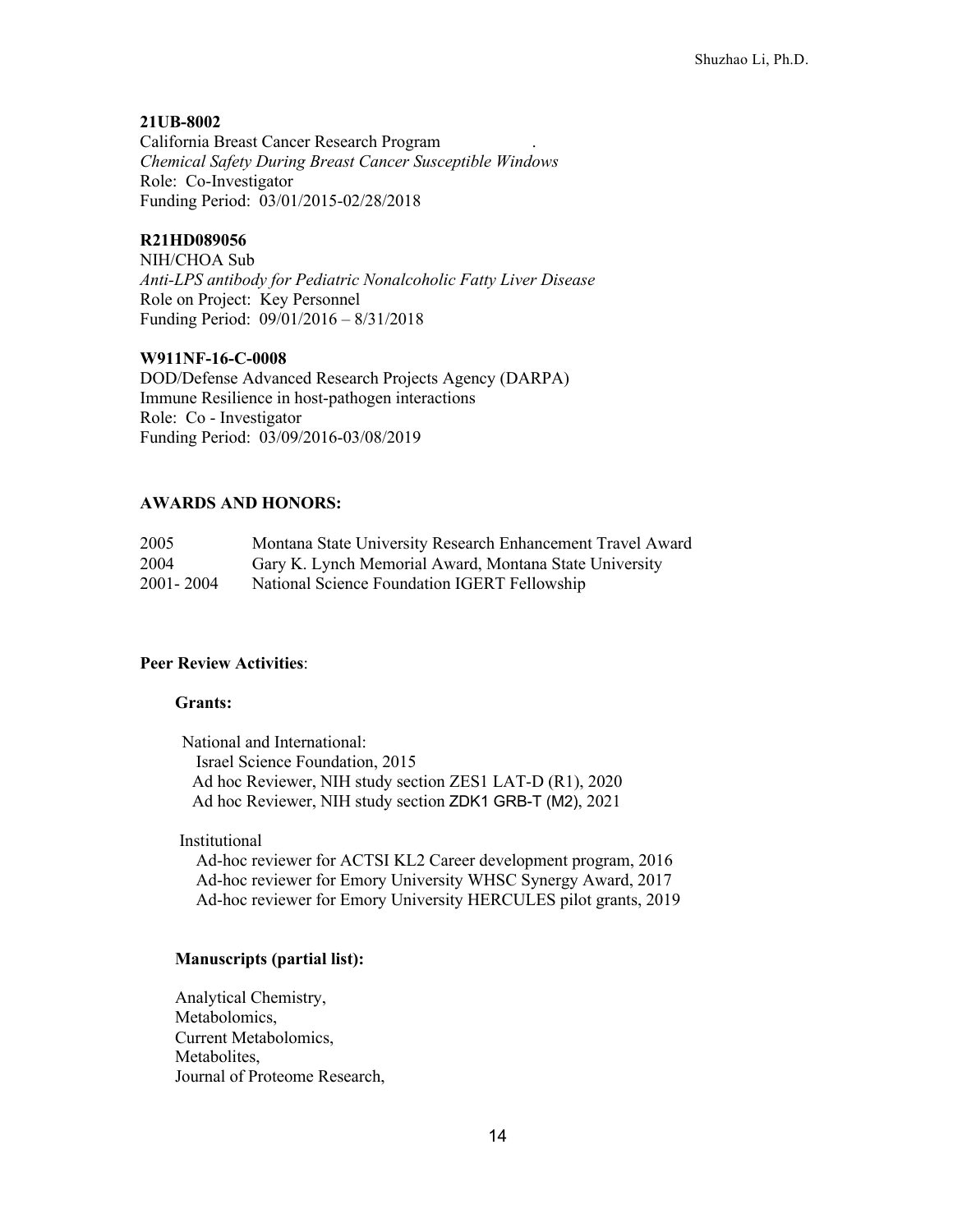**21UB-8002**
California Breast Cancer Research Program .
*Chemical Safety During Breast Cancer Susceptible Windows*
Role: Co-Investigator
Funding Period: 03/01/2015-02/28/2018

**R21HD089056**
NIH/CHOA Sub
*Anti-LPS antibody for Pediatric Nonalcoholic Fatty Liver Disease*
Role on Project: Key Personnel
Funding Period: 09/01/2016 – 8/31/2018

**W911NF-16-C-0008**
DOD/Defense Advanced Research Projects Agency (DARPA)
Immune Resilience in host-pathogen interactions
Role: Co - Investigator
Funding Period: 03/09/2016-03/08/2019

**AWARDS AND HONORS:**

| | |
|---|---|
| 2005 | Montana State University Research Enhancement Travel Award |
| 2004 | Gary K. Lynch Memorial Award, Montana State University |
| 2001- 2004 | National Science Foundation IGERT Fellowship |

**Peer Review Activities**:

**Grants:**

National and International:
Israel Science Foundation, 2015
Ad hoc Reviewer, NIH study section ZES1 LAT-D (R1), 2020
Ad hoc Reviewer, NIH study section ZDK1 GRB-T (M2), 2021

Institutional
Ad-hoc reviewer for ACTSI KL2 Career development program, 2016
Ad-hoc reviewer for Emory University WHSC Synergy Award, 2017
Ad-hoc reviewer for Emory University HERCULES pilot grants, 2019

**Manuscripts (partial list):**

Analytical Chemistry,
Metabolomics,
Current Metabolomics,
Metabolites,
Journal of Proteome Research,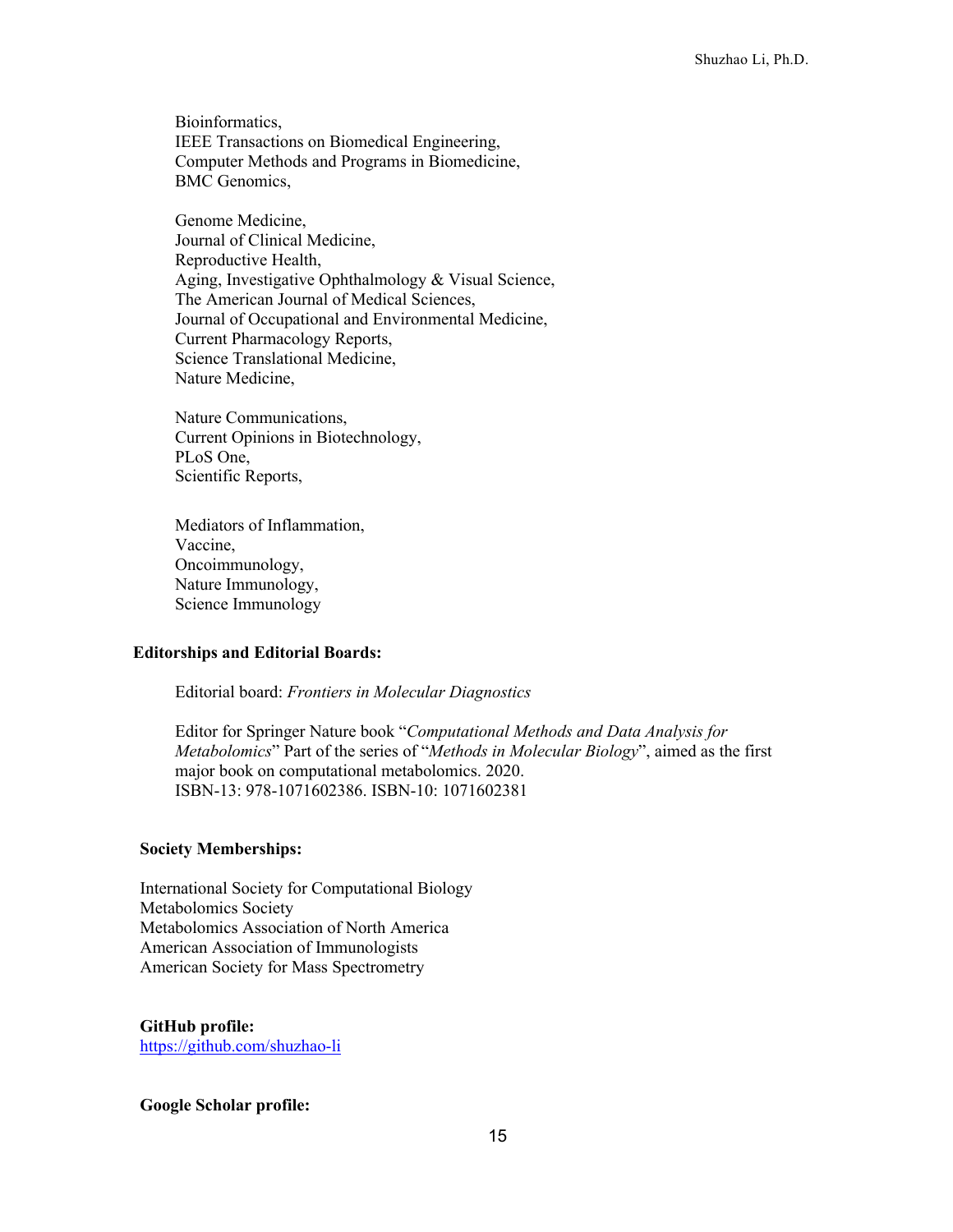Bioinformatics,
IEEE Transactions on Biomedical Engineering,
Computer Methods and Programs in Biomedicine,
BMC Genomics,

Genome Medicine,
Journal of Clinical Medicine,
Reproductive Health,
Aging, Investigative Ophthalmology & Visual Science,
The American Journal of Medical Sciences,
Journal of Occupational and Environmental Medicine,
Current Pharmacology Reports,
Science Translational Medicine,
Nature Medicine,

Nature Communications,
Current Opinions in Biotechnology,
PLoS One,
Scientific Reports,

Mediators of Inflammation,
Vaccine,
Oncoimmunology,
Nature Immunology,
Science Immunology

**Editorships and Editorial Boards:**

Editorial board: *Frontiers in Molecular Diagnostics*

Editor for Springer Nature book "*Computational Methods and Data Analysis for Metabolomics*" Part of the series of "*Methods in Molecular Biology*", aimed as the first major book on computational metabolomics. 2020.
ISBN-13: 978-1071602386. ISBN-10: 1071602381

**Society Memberships:**

International Society for Computational Biology
Metabolomics Society
Metabolomics Association of North America
American Association of Immunologists
American Society for Mass Spectrometry

**GitHub profile:**
https://github.com/shuzhao-li

**Google Scholar profile:**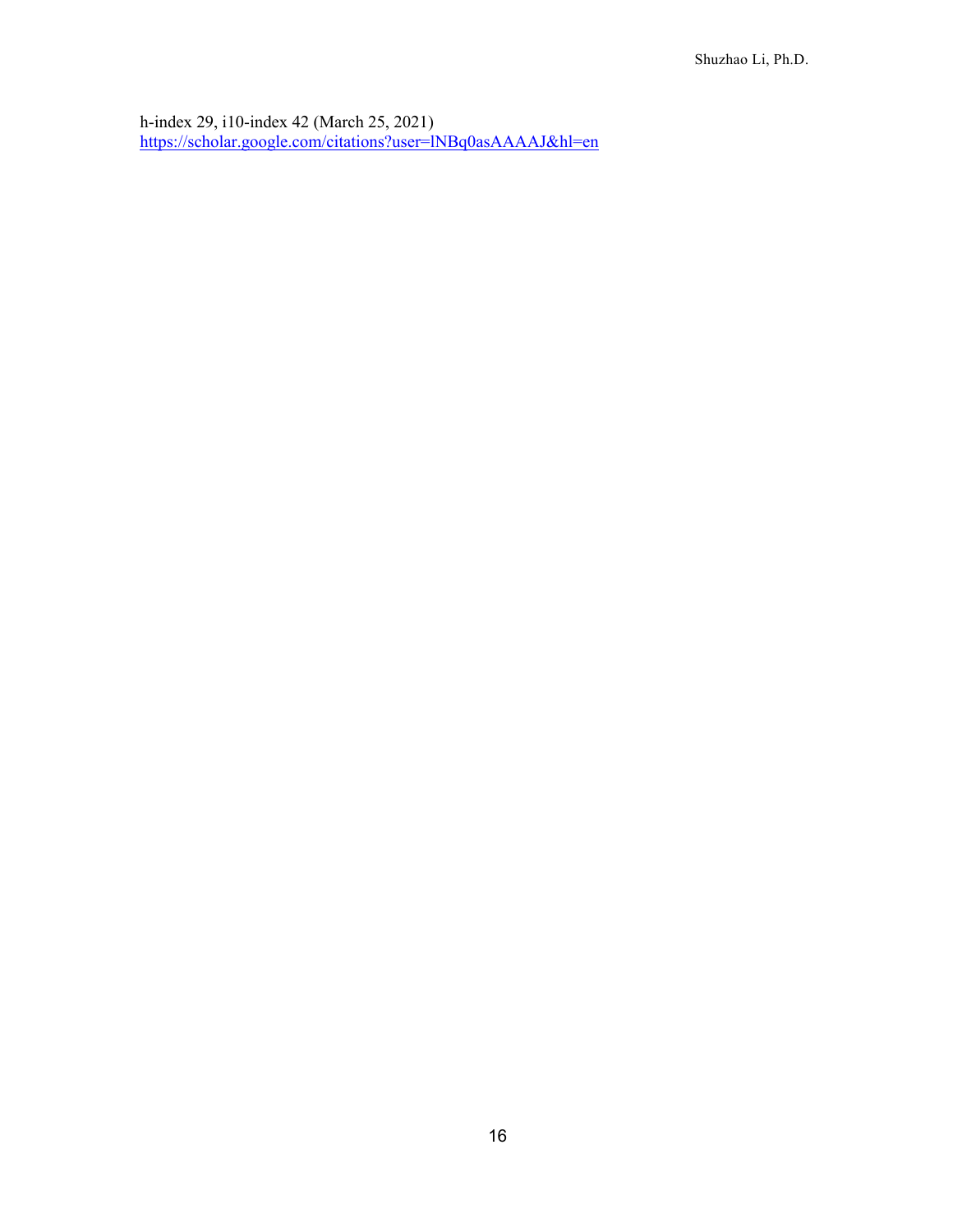h-index 29, i10-index 42 (March 25, 2021)
https://scholar.google.com/citations?user=lNBq0asAAAAJ&hl=en